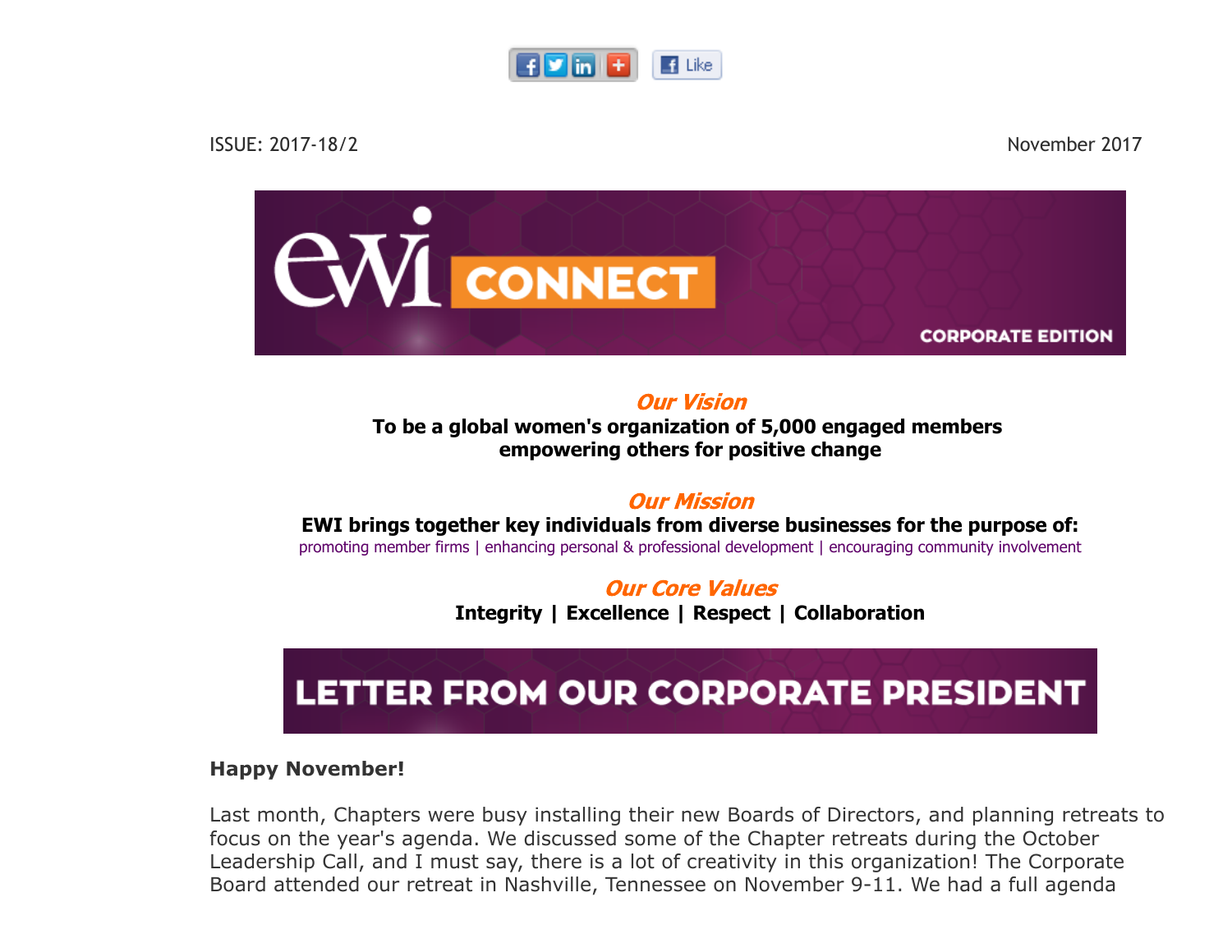ISSUE: 2017-18/2

November 2017

# EWI CONNECT

CORPORATE EDITION

***Our Vision***

**To be a global women's organization of 5,000 engaged members empowering others for positive change**

***Our Mission***

**EWI brings together key individuals from diverse businesses for the purpose of:**

promoting member firms | enhancing personal & professional development | encouraging community involvement

***Our Core Values***

**Integrity | Excellence | Respect | Collaboration**

## LETTER FROM OUR CORPORATE PRESIDENT

**Happy November!**

Last month, Chapters were busy installing their new Boards of Directors, and planning retreats to focus on the year's agenda. We discussed some of the Chapter retreats during the October Leadership Call, and I must say, there is a lot of creativity in this organization! The Corporate Board attended our retreat in Nashville, Tennessee on November 9-11. We had a full agenda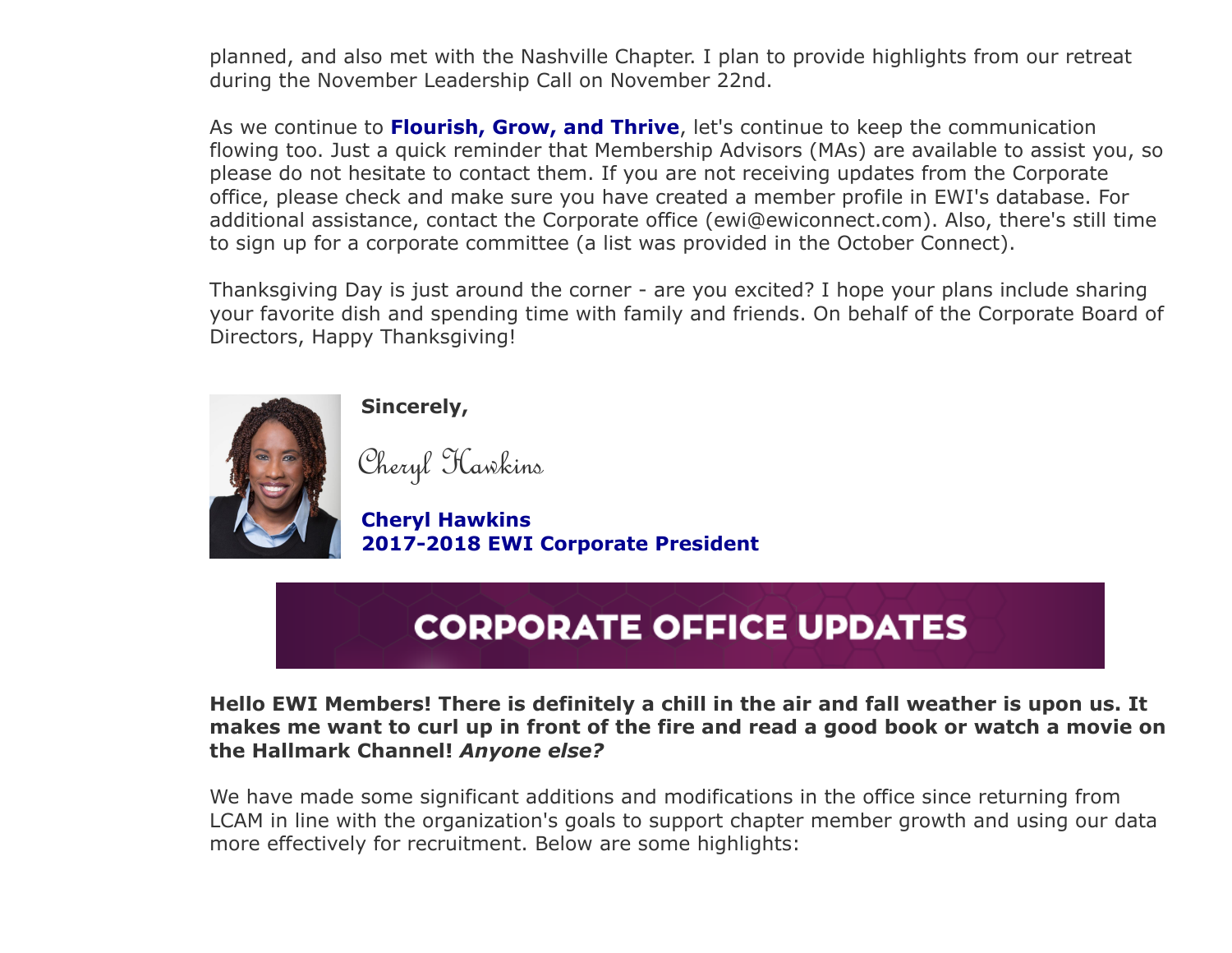planned, and also met with the Nashville Chapter. I plan to provide highlights from our retreat during the November Leadership Call on November 22nd.

As we continue to **Flourish, Grow, and Thrive**, let's continue to keep the communication flowing too. Just a quick reminder that Membership Advisors (MAs) are available to assist you, so please do not hesitate to contact them. If you are not receiving updates from the Corporate office, please check and make sure you have created a member profile in EWI's database. For additional assistance, contact the Corporate office (ewi@ewiconnect.com). Also, there's still time to sign up for a corporate committee (a list was provided in the October Connect).

Thanksgiving Day is just around the corner - are you excited? I hope your plans include sharing your favorite dish and spending time with family and friends. On behalf of the Corporate Board of Directors, Happy Thanksgiving!

**Sincerely,**

Cheryl Hawkins

**Cheryl Hawkins**
**2017-2018 EWI Corporate President**

## CORPORATE OFFICE UPDATES

**Hello EWI Members! There is definitely a chill in the air and fall weather is upon us. It makes me want to curl up in front of the fire and read a good book or watch a movie on the Hallmark Channel! *Anyone else?***

We have made some significant additions and modifications in the office since returning from LCAM in line with the organization's goals to support chapter member growth and using our data more effectively for recruitment. Below are some highlights: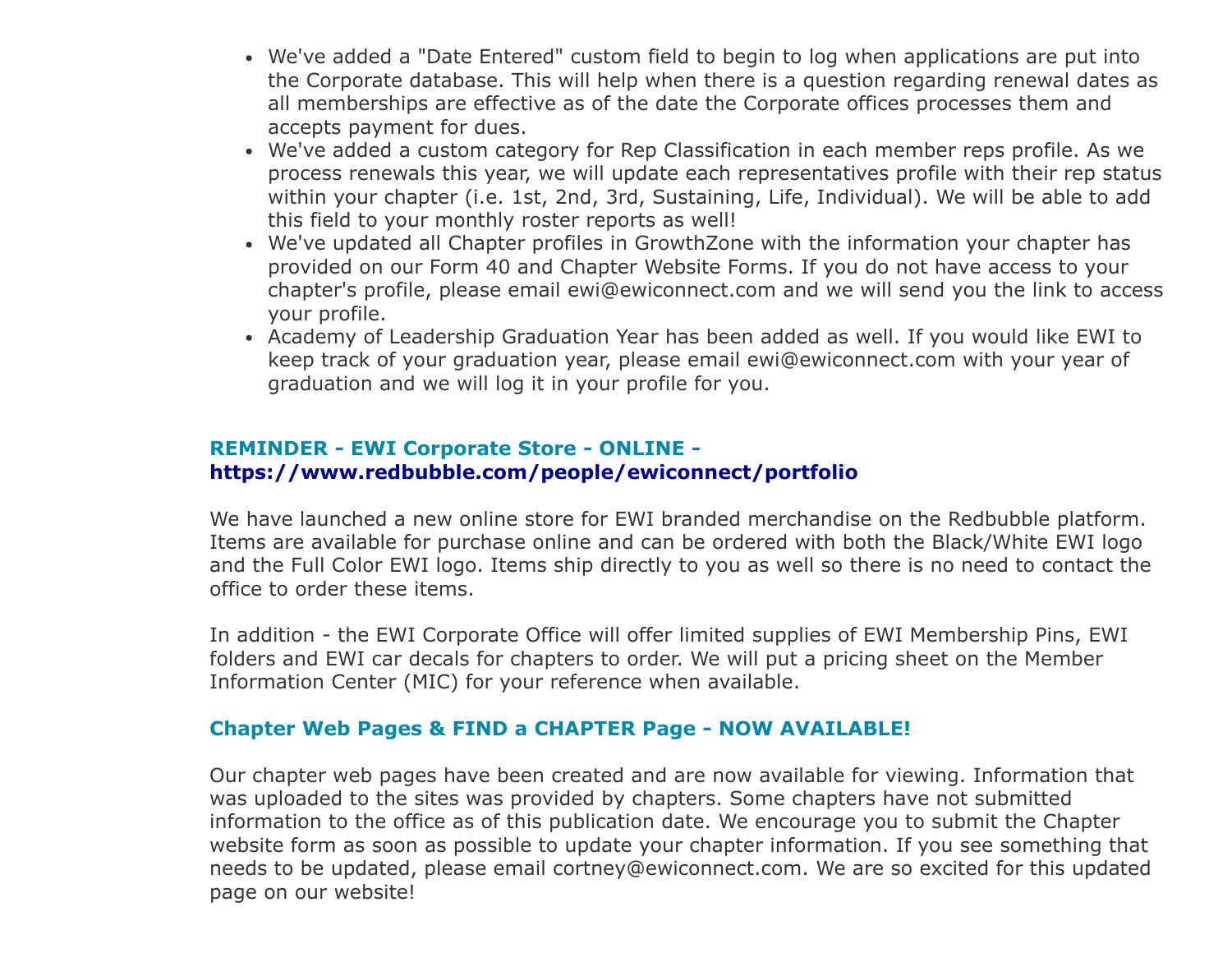- We've added a "Date Entered" custom field to begin to log when applications are put into the Corporate database. This will help when there is a question regarding renewal dates as all memberships are effective as of the date the Corporate offices processes them and accepts payment for dues.
- We've added a custom category for Rep Classification in each member reps profile. As we process renewals this year, we will update each representatives profile with their rep status within your chapter (i.e. 1st, 2nd, 3rd, Sustaining, Life, Individual). We will be able to add this field to your monthly roster reports as well!
- We've updated all Chapter profiles in GrowthZone with the information your chapter has provided on our Form 40 and Chapter Website Forms. If you do not have access to your chapter's profile, please email ewi@ewiconnect.com and we will send you the link to access your profile.
- Academy of Leadership Graduation Year has been added as well. If you would like EWI to keep track of your graduation year, please email ewi@ewiconnect.com with your year of graduation and we will log it in your profile for you.

### REMINDER - EWI Corporate Store - ONLINE - https://www.redbubble.com/people/ewiconnect/portfolio

We have launched a new online store for EWI branded merchandise on the Redbubble platform. Items are available for purchase online and can be ordered with both the Black/White EWI logo and the Full Color EWI logo. Items ship directly to you as well so there is no need to contact the office to order these items.

In addition - the EWI Corporate Office will offer limited supplies of EWI Membership Pins, EWI folders and EWI car decals for chapters to order. We will put a pricing sheet on the Member Information Center (MIC) for your reference when available.

### Chapter Web Pages & FIND a CHAPTER Page - NOW AVAILABLE!

Our chapter web pages have been created and are now available for viewing. Information that was uploaded to the sites was provided by chapters. Some chapters have not submitted information to the office as of this publication date. We encourage you to submit the Chapter website form as soon as possible to update your chapter information. If you see something that needs to be updated, please email cortney@ewiconnect.com. We are so excited for this updated page on our website!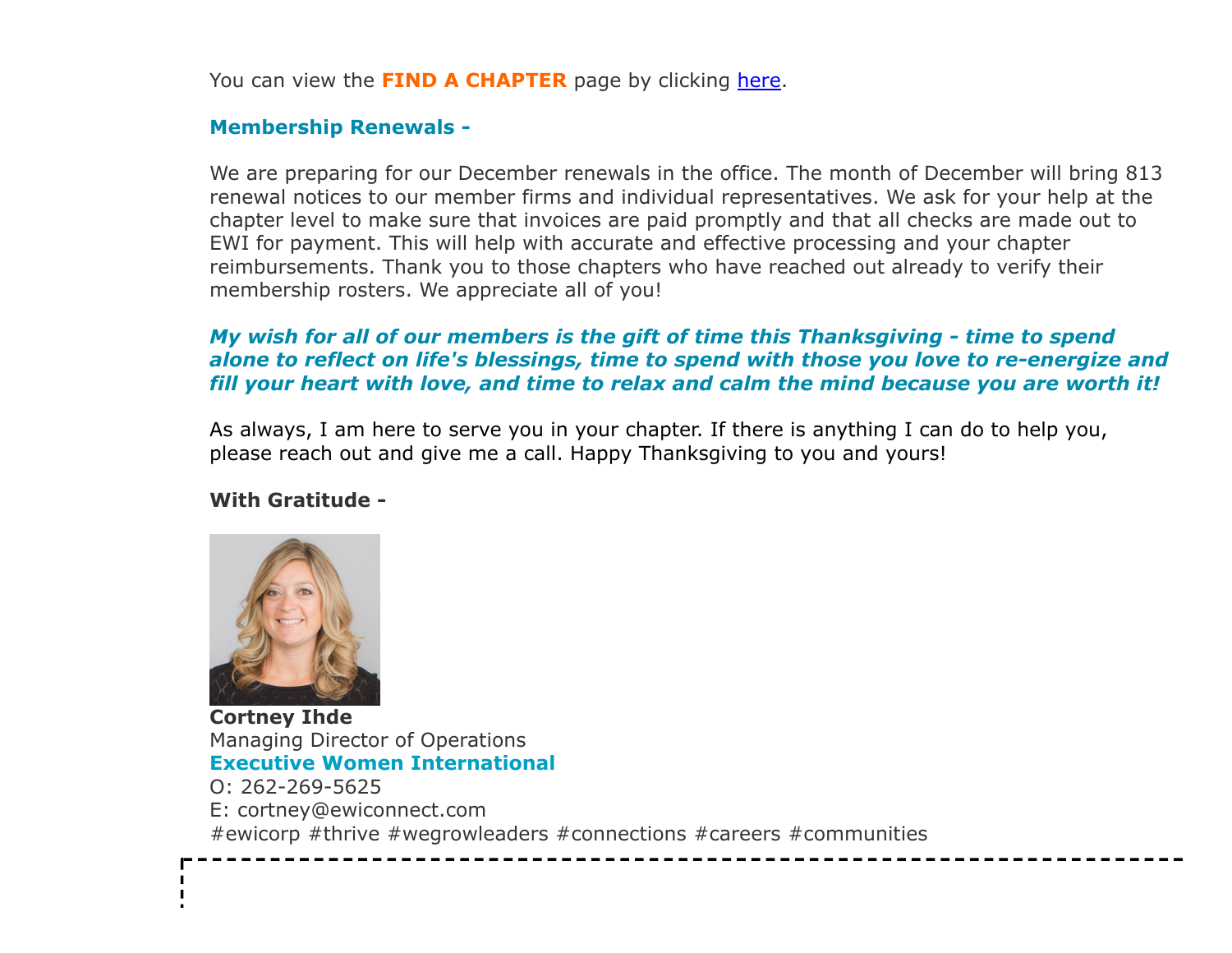You can view the **FIND A CHAPTER** page by clicking here.

**Membership Renewals -**

We are preparing for our December renewals in the office. The month of December will bring 813 renewal notices to our member firms and individual representatives. We ask for your help at the chapter level to make sure that invoices are paid promptly and that all checks are made out to EWI for payment. This will help with accurate and effective processing and your chapter reimbursements. Thank you to those chapters who have reached out already to verify their membership rosters. We appreciate all of you!

***My wish for all of our members is the gift of time this Thanksgiving - time to spend alone to reflect on life's blessings, time to spend with those you love to re-energize and fill your heart with love, and time to relax and calm the mind because you are worth it!***

As always, I am here to serve you in your chapter. If there is anything I can do to help you, please reach out and give me a call. Happy Thanksgiving to you and yours!

**With Gratitude -**

**Cortney Ihde**
Managing Director of Operations
**Executive Women International**
O: 262-269-5625
E: cortney@ewiconnect.com
#ewicorp #thrive #wegrowleaders #connections #careers #communities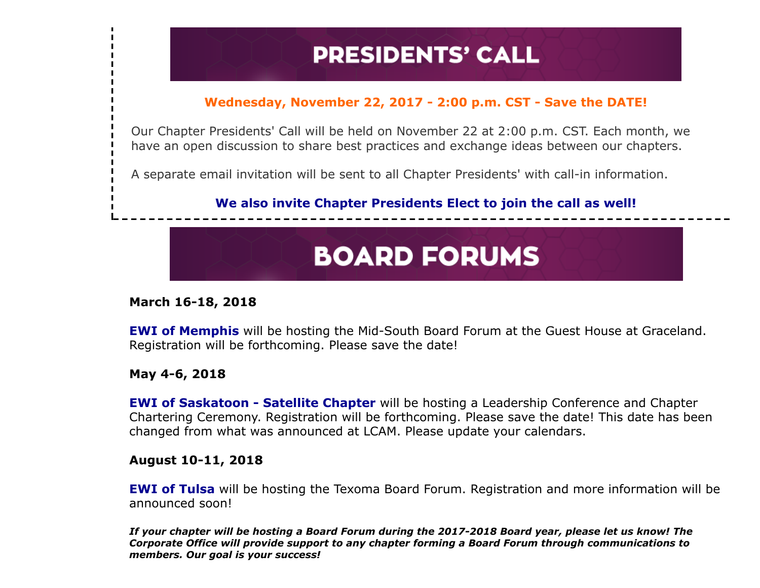# PRESIDENTS' CALL

**Wednesday, November 22, 2017 - 2:00 p.m. CST - Save the DATE!**

Our Chapter Presidents' Call will be held on November 22 at 2:00 p.m. CST. Each month, we have an open discussion to share best practices and exchange ideas between our chapters.

A separate email invitation will be sent to all Chapter Presidents' with call-in information.

**We also invite Chapter Presidents Elect to join the call as well!**

# BOARD FORUMS

**March 16-18, 2018**

**EWI of Memphis** will be hosting the Mid-South Board Forum at the Guest House at Graceland. Registration will be forthcoming. Please save the date!

**May 4-6, 2018**

**EWI of Saskatoon - Satellite Chapter** will be hosting a Leadership Conference and Chapter Chartering Ceremony. Registration will be forthcoming. Please save the date! This date has been changed from what was announced at LCAM. Please update your calendars.

**August 10-11, 2018**

**EWI of Tulsa** will be hosting the Texoma Board Forum. Registration and more information will be announced soon!

***If your chapter will be hosting a Board Forum during the 2017-2018 Board year, please let us know! The Corporate Office will provide support to any chapter forming a Board Forum through communications to members. Our goal is your success!***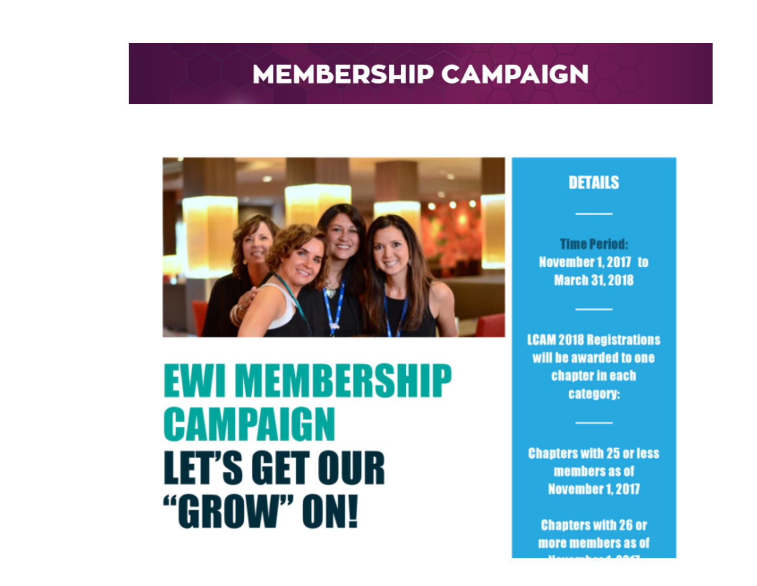# MEMBERSHIP CAMPAIGN

## EWI MEMBERSHIP CAMPAIGN

## LET'S GET OUR "GROW" ON!

### DETAILS

**Time Period:**
November 1, 2017 to March 31, 2018

LCAM 2018 Registrations will be awarded to one chapter in each category:

Chapters with 25 or less members as of November 1, 2017

Chapters with 26 or more members as of November 1, 2017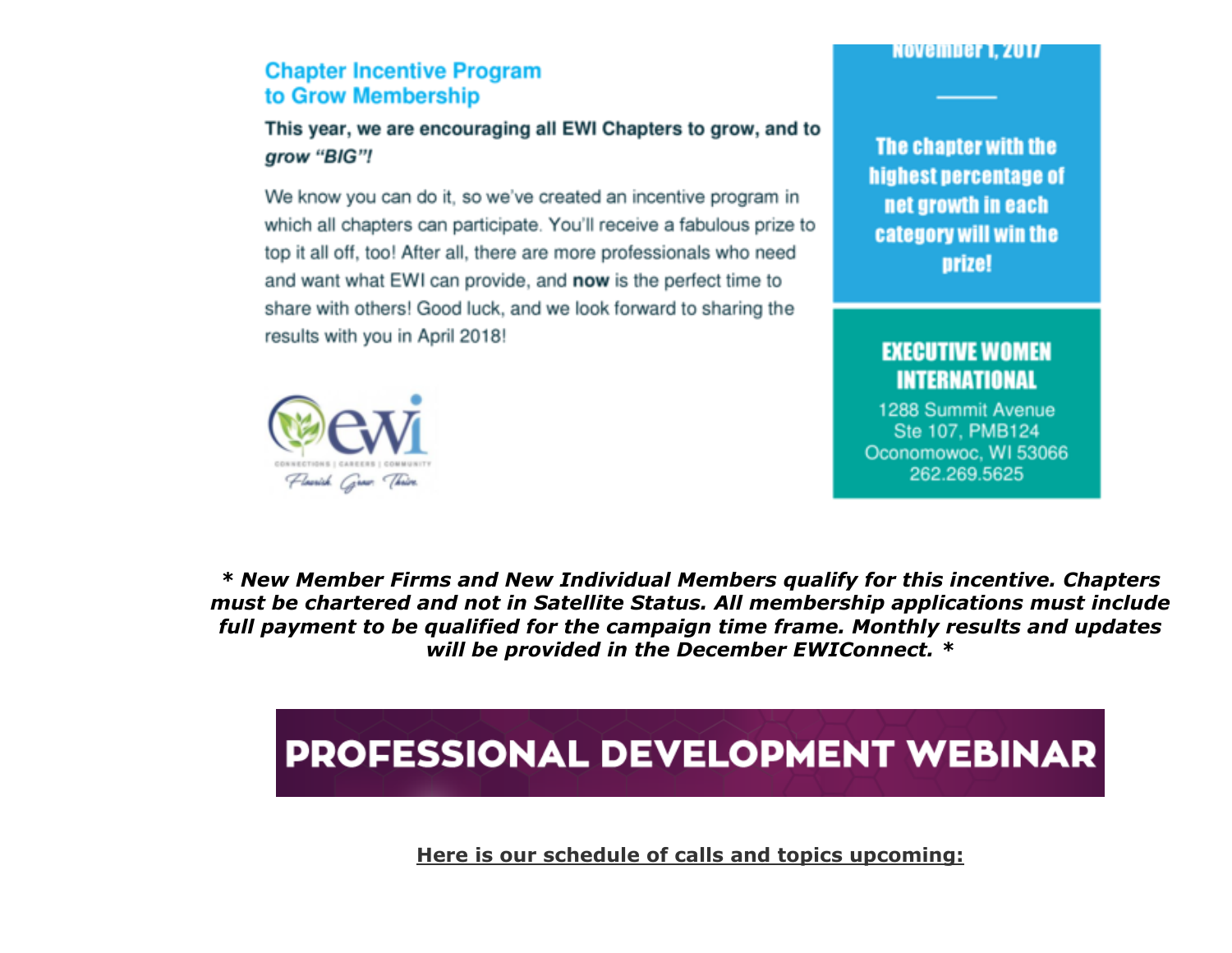## Chapter Incentive Program to Grow Membership

**This year, we are encouraging all EWI Chapters to grow, and to *grow "BIG"!***

We know you can do it, so we've created an incentive program in which all chapters can participate. You'll receive a fabulous prize to top it all off, too! After all, there are more professionals who need and want what EWI can provide, and **now** is the perfect time to share with others! Good luck, and we look forward to sharing the results with you in April 2018!

November 1, 2017

**The chapter with the highest percentage of net growth in each category will win the prize!**

**EXECUTIVE WOMEN INTERNATIONAL**
1288 Summit Avenue
Ste 107, PMB124
Oconomowoc, WI 53066
262.269.5625

***\* New Member Firms and New Individual Members qualify for this incentive. Chapters must be chartered and not in Satellite Status. All membership applications must include full payment to be qualified for the campaign time frame. Monthly results and updates will be provided in the December EWIConnect. \****

# PROFESSIONAL DEVELOPMENT WEBINAR

**Here is our schedule of calls and topics upcoming:**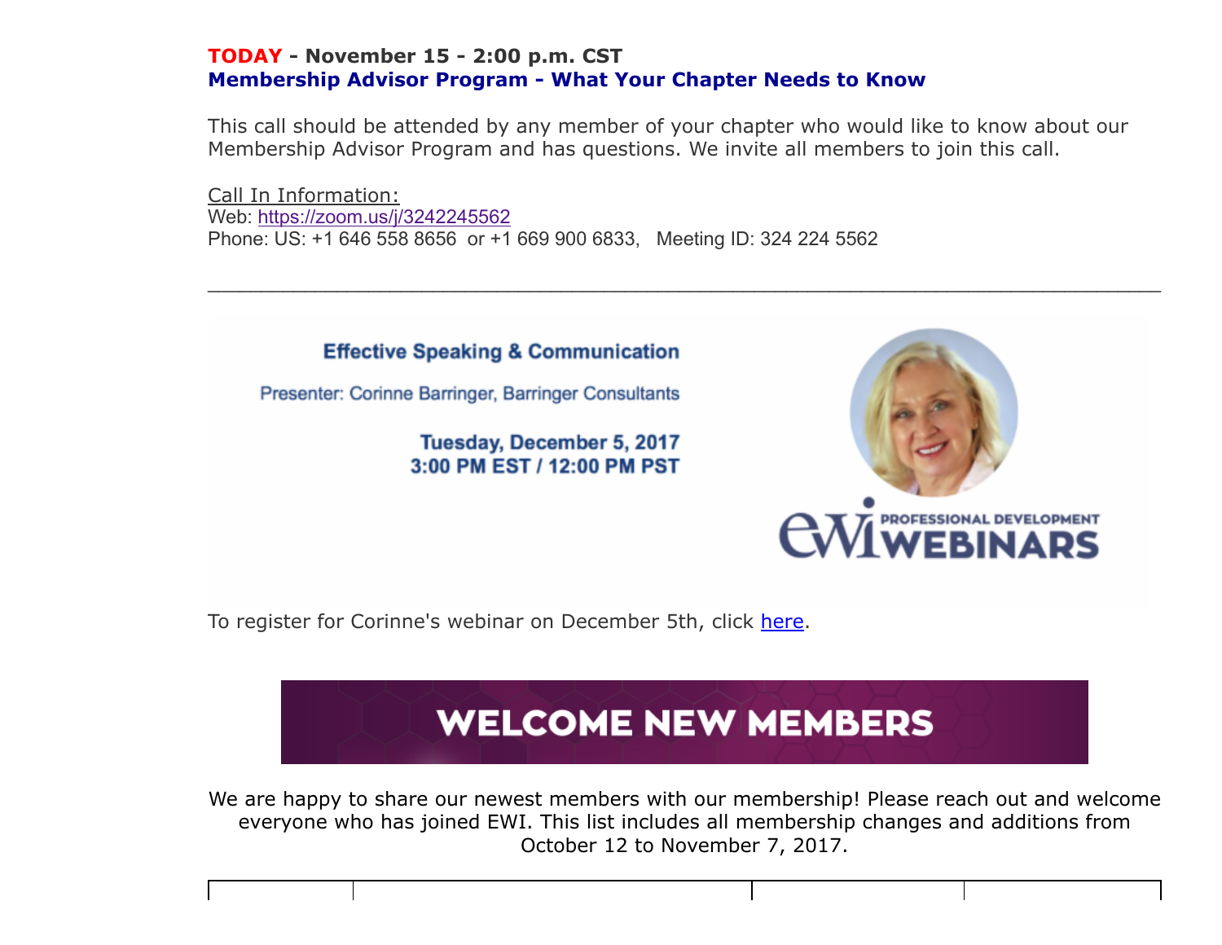**TODAY - November 15 - 2:00 p.m. CST**
**Membership Advisor Program - What Your Chapter Needs to Know**

This call should be attended by any member of your chapter who would like to know about our Membership Advisor Program and has questions. We invite all members to join this call.

Call In Information:
Web: https://zoom.us/j/3242245562
Phone: US: +1 646 558 8656 or +1 669 900 6833, Meeting ID: 324 224 5562

---

**Effective Speaking & Communication**

Presenter: Corinne Barringer, Barringer Consultants

**Tuesday, December 5, 2017**
**3:00 PM EST / 12:00 PM PST**

EWI PROFESSIONAL DEVELOPMENT WEBINARS

To register for Corinne's webinar on December 5th, click here.

## WELCOME NEW MEMBERS

We are happy to share our newest members with our membership! Please reach out and welcome everyone who has joined EWI. This list includes all membership changes and additions from October 12 to November 7, 2017.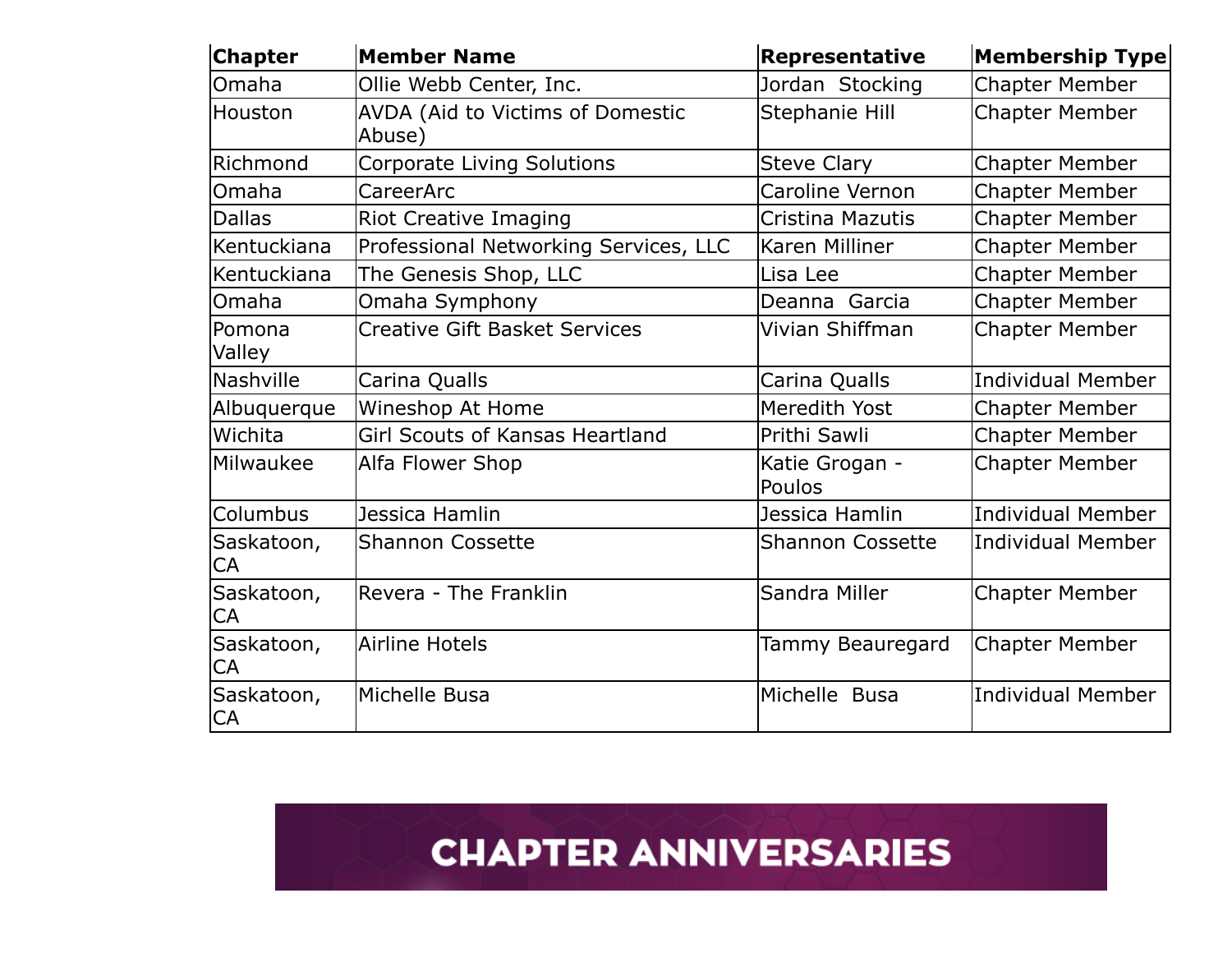| Chapter | Member Name | Representative | Membership Type |
|---|---|---|---|
| Omaha | Ollie Webb Center, Inc. | Jordan Stocking | Chapter Member |
| Houston | AVDA (Aid to Victims of Domestic Abuse) | Stephanie Hill | Chapter Member |
| Richmond | Corporate Living Solutions | Steve Clary | Chapter Member |
| Omaha | CareerArc | Caroline Vernon | Chapter Member |
| Dallas | Riot Creative Imaging | Cristina Mazutis | Chapter Member |
| Kentuckiana | Professional Networking Services, LLC | Karen Milliner | Chapter Member |
| Kentuckiana | The Genesis Shop, LLC | Lisa Lee | Chapter Member |
| Omaha | Omaha Symphony | Deanna Garcia | Chapter Member |
| Pomona Valley | Creative Gift Basket Services | Vivian Shiffman | Chapter Member |
| Nashville | Carina Qualls | Carina Qualls | Individual Member |
| Albuquerque | Wineshop At Home | Meredith Yost | Chapter Member |
| Wichita | Girl Scouts of Kansas Heartland | Prithi Sawli | Chapter Member |
| Milwaukee | Alfa Flower Shop | Katie Grogan - Poulos | Chapter Member |
| Columbus | Jessica Hamlin | Jessica Hamlin | Individual Member |
| Saskatoon, CA | Shannon Cossette | Shannon Cossette | Individual Member |
| Saskatoon, CA | Revera - The Franklin | Sandra Miller | Chapter Member |
| Saskatoon, CA | Airline Hotels | Tammy Beauregard | Chapter Member |
| Saskatoon, CA | Michelle Busa | Michelle Busa | Individual Member |

# CHAPTER ANNIVERSARIES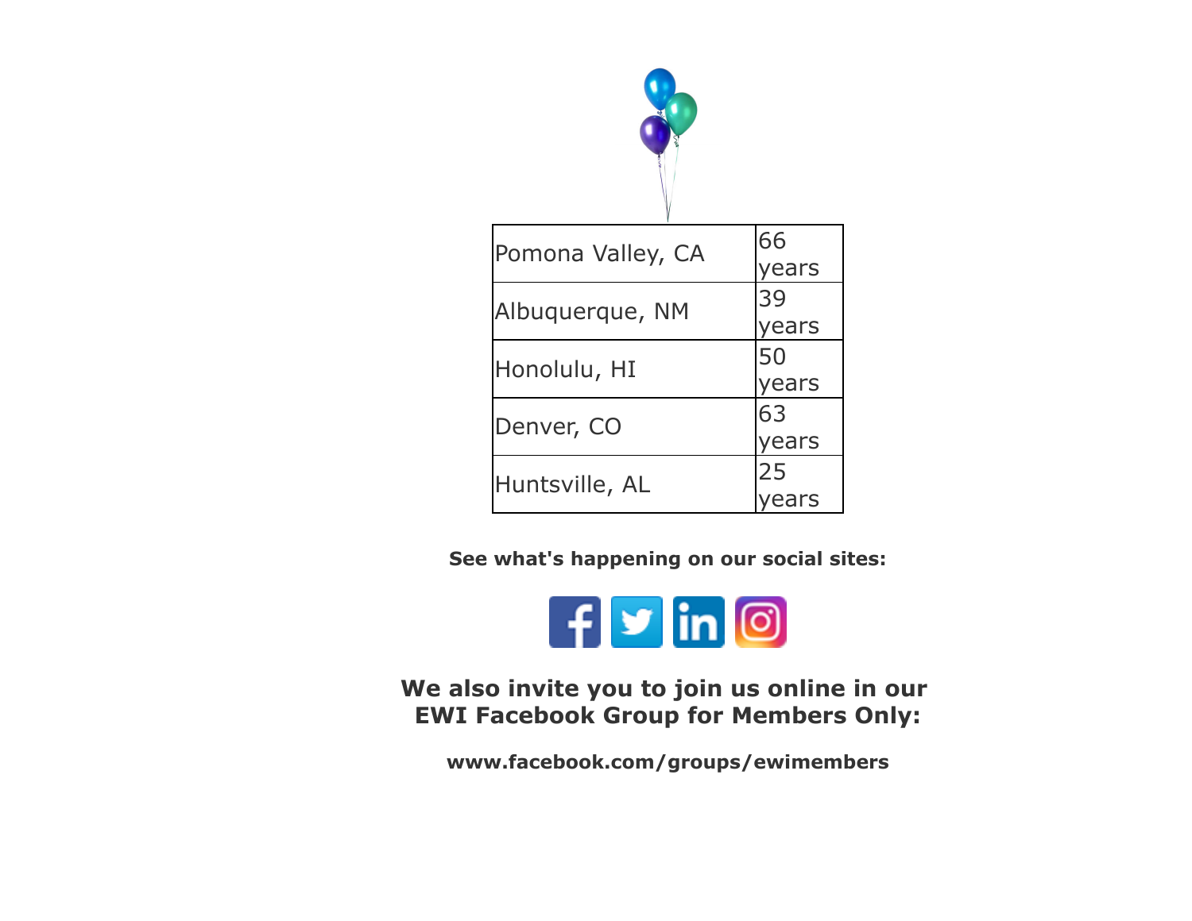| Pomona Valley, CA | 66 years |
| --- | --- |
| Albuquerque, NM | 39 years |
| Honolulu, HI | 50 years |
| Denver, CO | 63 years |
| Huntsville, AL | 25 years |

**See what's happening on our social sites:**

**We also invite you to join us online in our EWI Facebook Group for Members Only:**

**www.facebook.com/groups/ewimembers**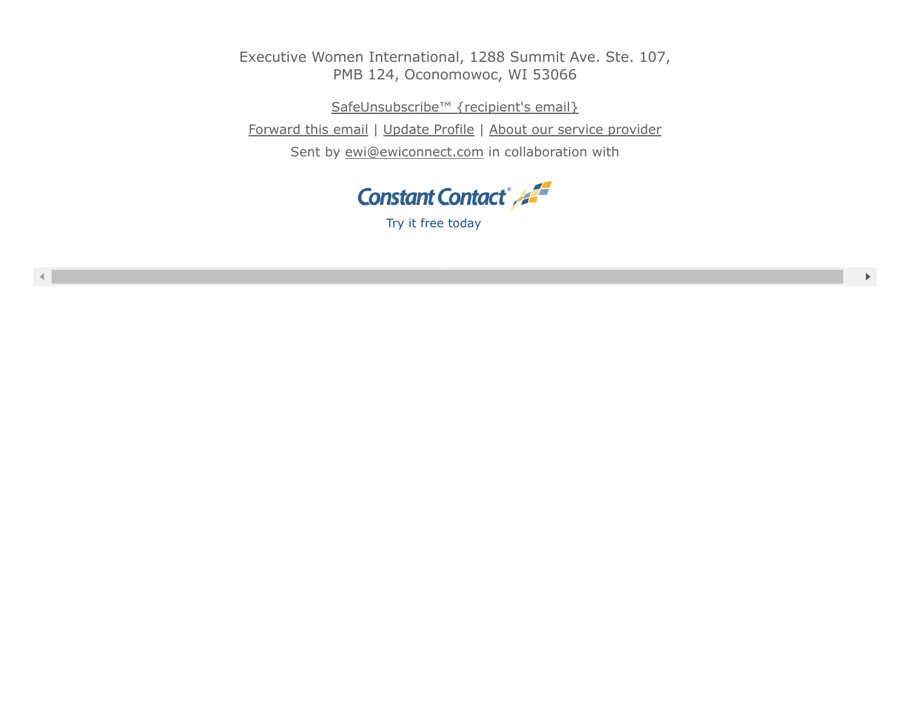Executive Women International, 1288 Summit Ave. Ste. 107,
PMB 124, Oconomowoc, WI 53066

SafeUnsubscribe™ {recipient's email}

Forward this email | Update Profile | About our service provider

Sent by ewi@ewiconnect.com in collaboration with

Constant Contact

Try it free today